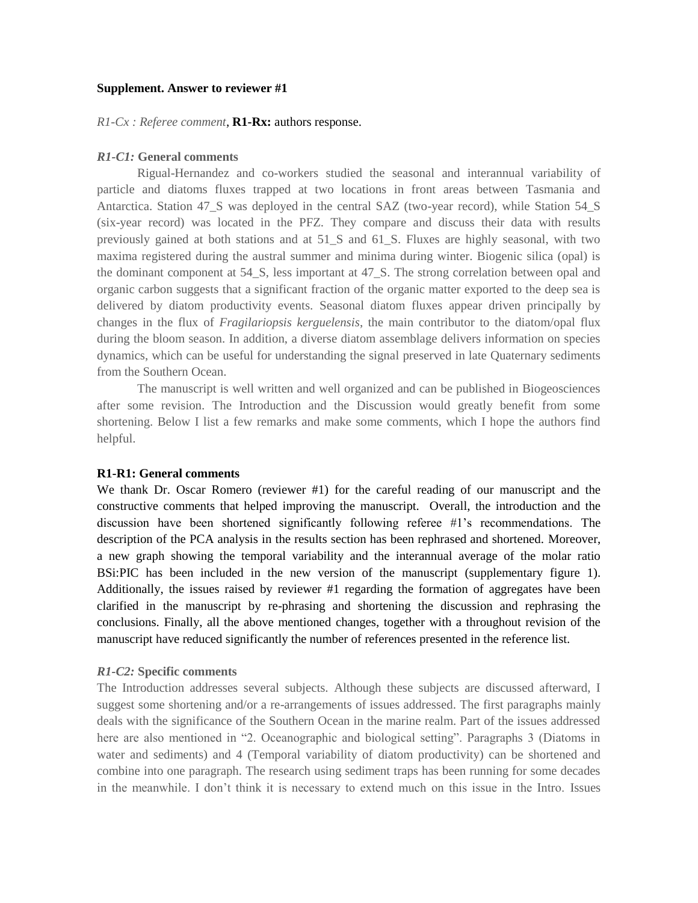**Supplement. Answer to reviewer #1**

*R1-Cx : Referee comment*, **R1-Rx:** authors response.

*R1-C1:* **General comments**

Rigual-Hernandez and co-workers studied the seasonal and interannual variability of particle and diatoms fluxes trapped at two locations in front areas between Tasmania and Antarctica. Station 47_S was deployed in the central SAZ (two-year record), while Station 54_S (six-year record) was located in the PFZ. They compare and discuss their data with results previously gained at both stations and at 51_S and 61_S. Fluxes are highly seasonal, with two maxima registered during the austral summer and minima during winter. Biogenic silica (opal) is the dominant component at 54_S, less important at 47_S. The strong correlation between opal and organic carbon suggests that a significant fraction of the organic matter exported to the deep sea is delivered by diatom productivity events. Seasonal diatom fluxes appear driven principally by changes in the flux of *Fragilariopsis kerguelensis*, the main contributor to the diatom/opal flux during the bloom season. In addition, a diverse diatom assemblage delivers information on species dynamics, which can be useful for understanding the signal preserved in late Quaternary sediments from the Southern Ocean.

The manuscript is well written and well organized and can be published in Biogeosciences after some revision. The Introduction and the Discussion would greatly benefit from some shortening. Below I list a few remarks and make some comments, which I hope the authors find helpful.

**R1-R1: General comments**

We thank Dr. Oscar Romero (reviewer #1) for the careful reading of our manuscript and the constructive comments that helped improving the manuscript. Overall, the introduction and the discussion have been shortened significantly following referee #1's recommendations. The description of the PCA analysis in the results section has been rephrased and shortened. Moreover, a new graph showing the temporal variability and the interannual average of the molar ratio BSi:PIC has been included in the new version of the manuscript (supplementary figure 1). Additionally, the issues raised by reviewer #1 regarding the formation of aggregates have been clarified in the manuscript by re-phrasing and shortening the discussion and rephrasing the conclusions. Finally, all the above mentioned changes, together with a throughout revision of the manuscript have reduced significantly the number of references presented in the reference list.

*R1-C2:* **Specific comments**

The Introduction addresses several subjects. Although these subjects are discussed afterward, I suggest some shortening and/or a re-arrangements of issues addressed. The first paragraphs mainly deals with the significance of the Southern Ocean in the marine realm. Part of the issues addressed here are also mentioned in "2. Oceanographic and biological setting". Paragraphs 3 (Diatoms in water and sediments) and 4 (Temporal variability of diatom productivity) can be shortened and combine into one paragraph. The research using sediment traps has been running for some decades in the meanwhile. I don't think it is necessary to extend much on this issue in the Intro. Issues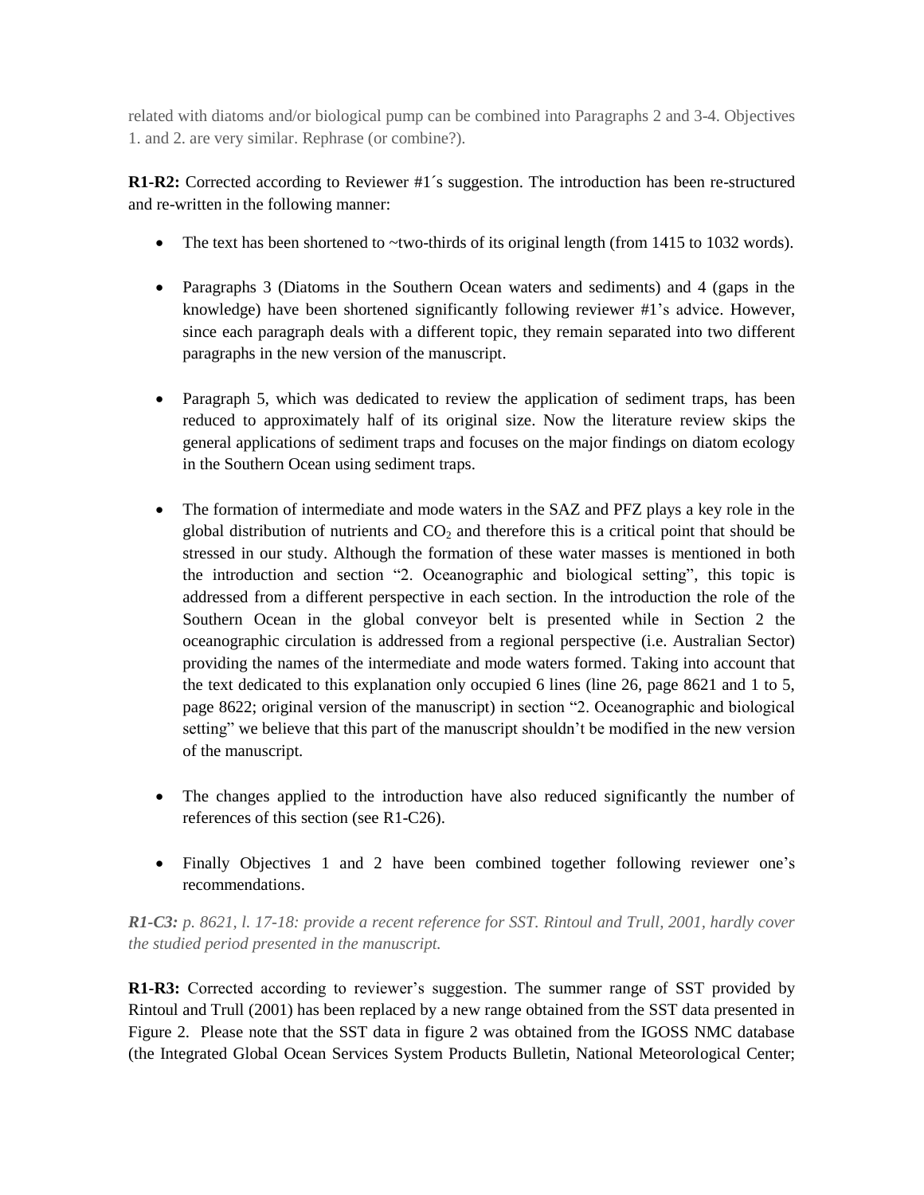related with diatoms and/or biological pump can be combined into Paragraphs 2 and 3-4. Objectives 1. and 2. are very similar. Rephrase (or combine?).

**R1-R2:** Corrected according to Reviewer #1´s suggestion. The introduction has been re-structured and re-written in the following manner:

- The text has been shortened to ~two-thirds of its original length (from 1415 to 1032 words).
- Paragraphs 3 (Diatoms in the Southern Ocean waters and sediments) and 4 (gaps in the knowledge) have been shortened significantly following reviewer #1's advice. However, since each paragraph deals with a different topic, they remain separated into two different paragraphs in the new version of the manuscript.
- Paragraph 5, which was dedicated to review the application of sediment traps, has been reduced to approximately half of its original size. Now the literature review skips the general applications of sediment traps and focuses on the major findings on diatom ecology in the Southern Ocean using sediment traps.
- The formation of intermediate and mode waters in the SAZ and PFZ plays a key role in the global distribution of nutrients and $CO_2$ and therefore this is a critical point that should be stressed in our study. Although the formation of these water masses is mentioned in both the introduction and section "2. Oceanographic and biological setting", this topic is addressed from a different perspective in each section. In the introduction the role of the Southern Ocean in the global conveyor belt is presented while in Section 2 the oceanographic circulation is addressed from a regional perspective (i.e. Australian Sector) providing the names of the intermediate and mode waters formed. Taking into account that the text dedicated to this explanation only occupied 6 lines (line 26, page 8621 and 1 to 5, page 8622; original version of the manuscript) in section "2. Oceanographic and biological setting" we believe that this part of the manuscript shouldn't be modified in the new version of the manuscript.
- The changes applied to the introduction have also reduced significantly the number of references of this section (see R1-C26).
- Finally Objectives 1 and 2 have been combined together following reviewer one's recommendations.

***R1-C3:*** *p. 8621, l. 17-18: provide a recent reference for SST. Rintoul and Trull, 2001, hardly cover the studied period presented in the manuscript.*

**R1-R3:** Corrected according to reviewer's suggestion. The summer range of SST provided by Rintoul and Trull (2001) has been replaced by a new range obtained from the SST data presented in Figure 2. Please note that the SST data in figure 2 was obtained from the IGOSS NMC database (the Integrated Global Ocean Services System Products Bulletin, National Meteorological Center;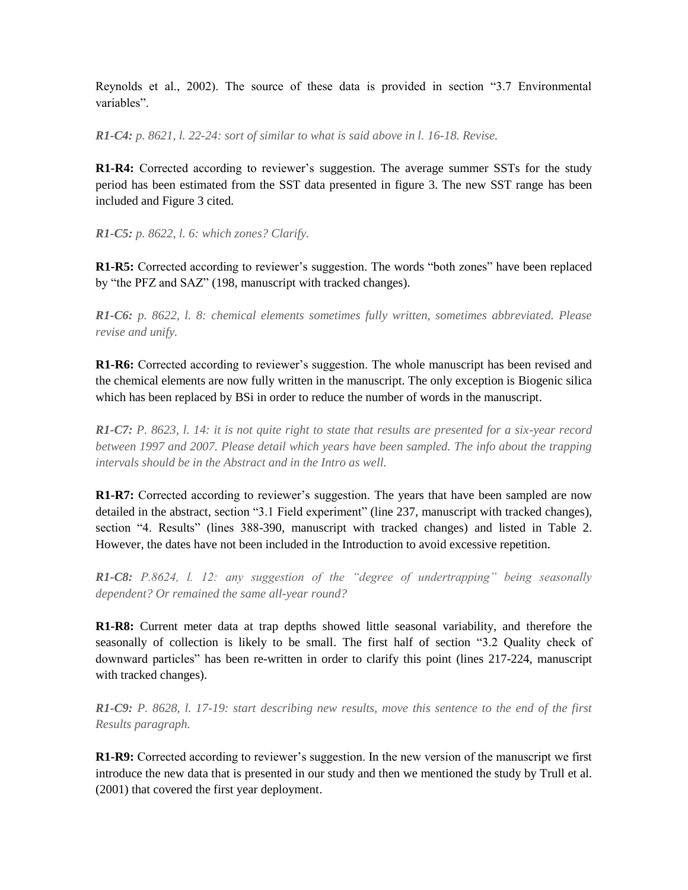Reynolds et al., 2002). The source of these data is provided in section "3.7 Environmental variables".

***R1-C4:*** *p. 8621, l. 22-24: sort of similar to what is said above in l. 16-18. Revise.*

**R1-R4:** Corrected according to reviewer's suggestion. The average summer SSTs for the study period has been estimated from the SST data presented in figure 3. The new SST range has been included and Figure 3 cited.

***R1-C5:*** *p. 8622, l. 6: which zones? Clarify.*

**R1-R5:** Corrected according to reviewer's suggestion. The words "both zones" have been replaced by "the PFZ and SAZ" (198, manuscript with tracked changes).

***R1-C6:*** *p. 8622, l. 8: chemical elements sometimes fully written, sometimes abbreviated. Please revise and unify.*

**R1-R6:** Corrected according to reviewer's suggestion. The whole manuscript has been revised and the chemical elements are now fully written in the manuscript. The only exception is Biogenic silica which has been replaced by BSi in order to reduce the number of words in the manuscript.

***R1-C7:*** *P. 8623, l. 14: it is not quite right to state that results are presented for a six-year record between 1997 and 2007. Please detail which years have been sampled. The info about the trapping intervals should be in the Abstract and in the Intro as well.*

**R1-R7:** Corrected according to reviewer's suggestion. The years that have been sampled are now detailed in the abstract, section "3.1 Field experiment" (line 237, manuscript with tracked changes), section "4. Results" (lines 388-390, manuscript with tracked changes) and listed in Table 2. However, the dates have not been included in the Introduction to avoid excessive repetition.

***R1-C8:*** *P.8624, l. 12: any suggestion of the "degree of undertrapping" being seasonally dependent? Or remained the same all-year round?*

**R1-R8:** Current meter data at trap depths showed little seasonal variability, and therefore the seasonally of collection is likely to be small. The first half of section "3.2 Quality check of downward particles" has been re-written in order to clarify this point (lines 217-224, manuscript with tracked changes).

***R1-C9:*** *P. 8628, l. 17-19: start describing new results, move this sentence to the end of the first Results paragraph.*

**R1-R9:** Corrected according to reviewer's suggestion. In the new version of the manuscript we first introduce the new data that is presented in our study and then we mentioned the study by Trull et al. (2001) that covered the first year deployment.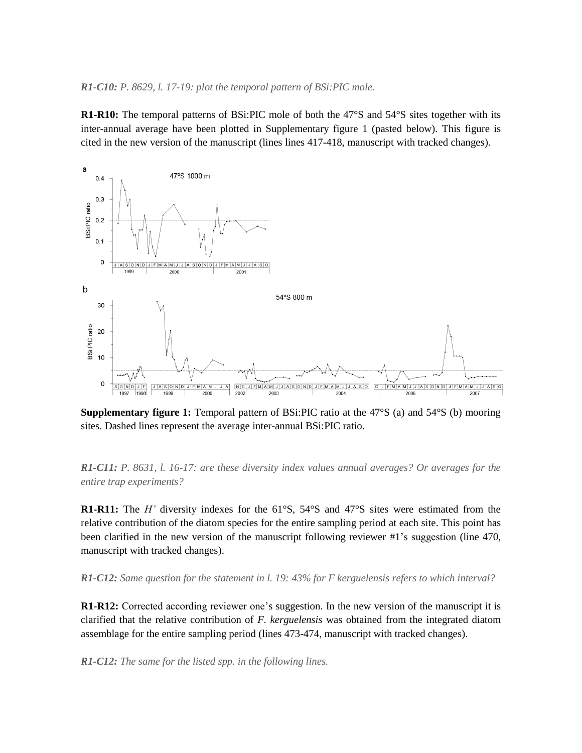***R1-C10:*** *P. 8629, l. 17-19: plot the temporal pattern of BSi:PIC mole.*

**R1-R10:** The temporal patterns of BSi:PIC mole of both the 47°S and 54°S sites together with its inter-annual average have been plotted in Supplementary figure 1 (pasted below). This figure is cited in the new version of the manuscript (lines lines 417-418, manuscript with tracked changes).

**Supplementary figure 1:** Temporal pattern of BSi:PIC ratio at the 47°S (a) and 54°S (b) mooring sites. Dashed lines represent the average inter-annual BSi:PIC ratio.

***R1-C11:*** *P. 8631, l. 16-17: are these diversity index values annual averages? Or averages for the entire trap experiments?*

**R1-R11:** The *H'* diversity indexes for the 61°S, 54°S and 47°S sites were estimated from the relative contribution of the diatom species for the entire sampling period at each site. This point has been clarified in the new version of the manuscript following reviewer #1's suggestion (line 470, manuscript with tracked changes).

***R1-C12:*** *Same question for the statement in l. 19: 43% for F kerguelensis refers to which interval?*

**R1-R12:** Corrected according reviewer one's suggestion. In the new version of the manuscript it is clarified that the relative contribution of *F. kerguelensis* was obtained from the integrated diatom assemblage for the entire sampling period (lines 473-474, manuscript with tracked changes).

***R1-C12:*** *The same for the listed spp. in the following lines.*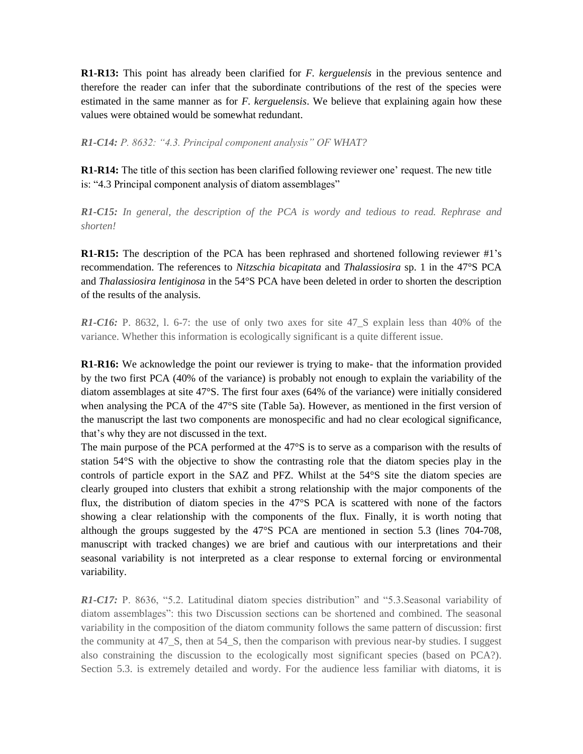**R1-R13:** This point has already been clarified for *F. kerguelensis* in the previous sentence and therefore the reader can infer that the subordinate contributions of the rest of the species were estimated in the same manner as for *F. kerguelensis*. We believe that explaining again how these values were obtained would be somewhat redundant.

***R1-C14:*** *P. 8632: "4.3. Principal component analysis" OF WHAT?*

**R1-R14:** The title of this section has been clarified following reviewer one' request. The new title is: "4.3 Principal component analysis of diatom assemblages"

***R1-C15:*** *In general, the description of the PCA is wordy and tedious to read. Rephrase and shorten!*

**R1-R15:** The description of the PCA has been rephrased and shortened following reviewer #1's recommendation. The references to *Nitzschia bicapitata* and *Thalassiosira* sp. 1 in the 47°S PCA and *Thalassiosira lentiginosa* in the 54°S PCA have been deleted in order to shorten the description of the results of the analysis.

***R1-C16:*** P. 8632, l. 6-7: the use of only two axes for site 47_S explain less than 40% of the variance. Whether this information is ecologically significant is a quite different issue.

**R1-R16:** We acknowledge the point our reviewer is trying to make- that the information provided by the two first PCA (40% of the variance) is probably not enough to explain the variability of the diatom assemblages at site 47°S. The first four axes (64% of the variance) were initially considered when analysing the PCA of the 47°S site (Table 5a). However, as mentioned in the first version of the manuscript the last two components are monospecific and had no clear ecological significance, that's why they are not discussed in the text.

The main purpose of the PCA performed at the 47°S is to serve as a comparison with the results of station 54°S with the objective to show the contrasting role that the diatom species play in the controls of particle export in the SAZ and PFZ. Whilst at the 54°S site the diatom species are clearly grouped into clusters that exhibit a strong relationship with the major components of the flux, the distribution of diatom species in the 47°S PCA is scattered with none of the factors showing a clear relationship with the components of the flux. Finally, it is worth noting that although the groups suggested by the 47°S PCA are mentioned in section 5.3 (lines 704-708, manuscript with tracked changes) we are brief and cautious with our interpretations and their seasonal variability is not interpreted as a clear response to external forcing or environmental variability.

***R1-C17:*** P. 8636, "5.2. Latitudinal diatom species distribution" and "5.3.Seasonal variability of diatom assemblages": this two Discussion sections can be shortened and combined. The seasonal variability in the composition of the diatom community follows the same pattern of discussion: first the community at 47_S, then at 54_S, then the comparison with previous near-by studies. I suggest also constraining the discussion to the ecologically most significant species (based on PCA?). Section 5.3. is extremely detailed and wordy. For the audience less familiar with diatoms, it is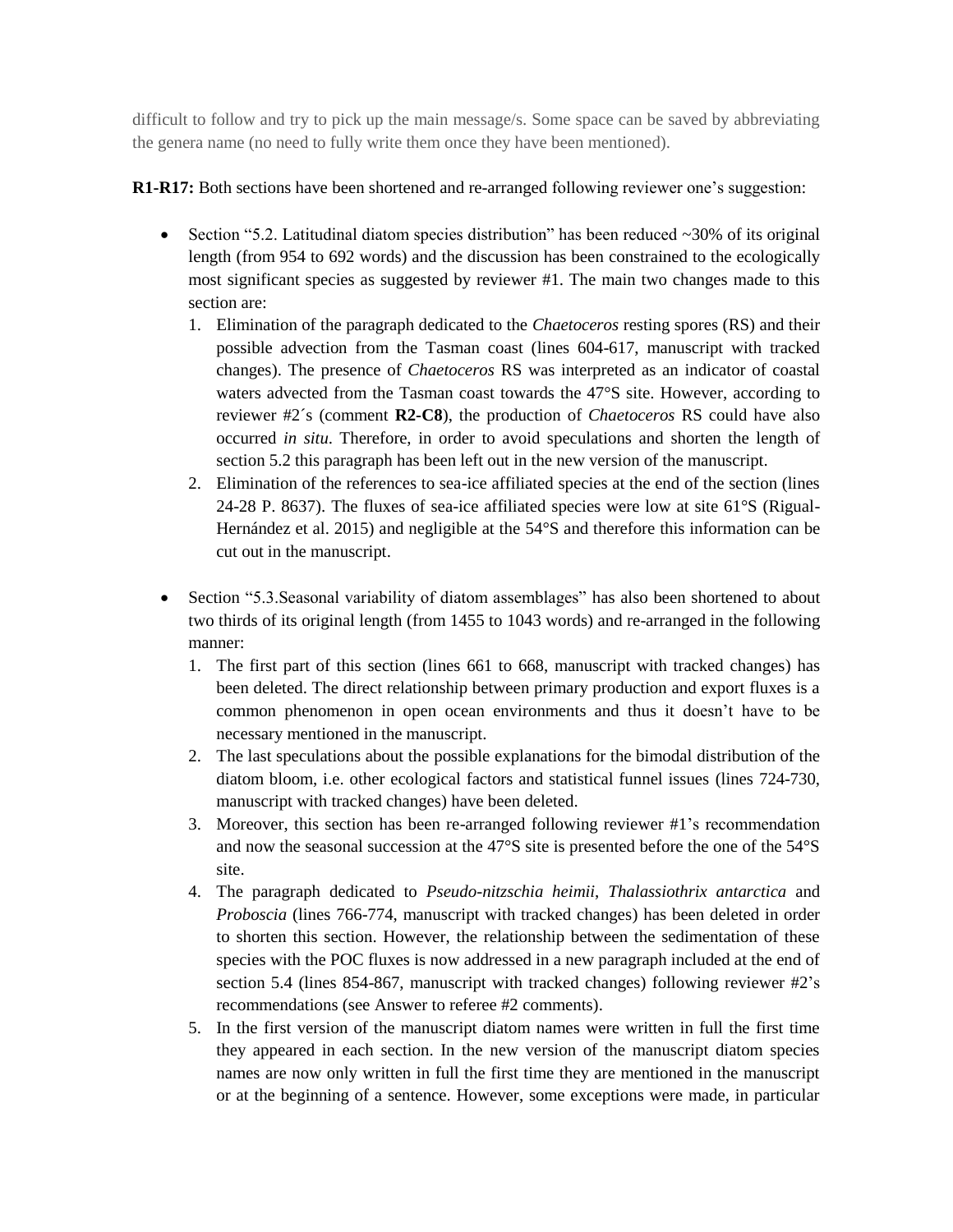difficult to follow and try to pick up the main message/s. Some space can be saved by abbreviating the genera name (no need to fully write them once they have been mentioned).

**R1-R17:** Both sections have been shortened and re-arranged following reviewer one's suggestion:

- Section "5.2. Latitudinal diatom species distribution" has been reduced ~30% of its original length (from 954 to 692 words) and the discussion has been constrained to the ecologically most significant species as suggested by reviewer #1. The main two changes made to this section are:
  1. Elimination of the paragraph dedicated to the *Chaetoceros* resting spores (RS) and their possible advection from the Tasman coast (lines 604-617, manuscript with tracked changes). The presence of *Chaetoceros* RS was interpreted as an indicator of coastal waters advected from the Tasman coast towards the 47°S site. However, according to reviewer #2´s (comment **R2-C8**), the production of *Chaetoceros* RS could have also occurred *in situ*. Therefore, in order to avoid speculations and shorten the length of section 5.2 this paragraph has been left out in the new version of the manuscript.
  2. Elimination of the references to sea-ice affiliated species at the end of the section (lines 24-28 P. 8637). The fluxes of sea-ice affiliated species were low at site 61°S (Rigual-Hernández et al. 2015) and negligible at the 54°S and therefore this information can be cut out in the manuscript.

- Section "5.3.Seasonal variability of diatom assemblages" has also been shortened to about two thirds of its original length (from 1455 to 1043 words) and re-arranged in the following manner:
  1. The first part of this section (lines 661 to 668, manuscript with tracked changes) has been deleted. The direct relationship between primary production and export fluxes is a common phenomenon in open ocean environments and thus it doesn't have to be necessary mentioned in the manuscript.
  2. The last speculations about the possible explanations for the bimodal distribution of the diatom bloom, i.e. other ecological factors and statistical funnel issues (lines 724-730, manuscript with tracked changes) have been deleted.
  3. Moreover, this section has been re-arranged following reviewer #1's recommendation and now the seasonal succession at the 47°S site is presented before the one of the 54°S site.
  4. The paragraph dedicated to *Pseudo-nitzschia heimii*, *Thalassiothrix antarctica* and *Proboscia* (lines 766-774, manuscript with tracked changes) has been deleted in order to shorten this section. However, the relationship between the sedimentation of these species with the POC fluxes is now addressed in a new paragraph included at the end of section 5.4 (lines 854-867, manuscript with tracked changes) following reviewer #2's recommendations (see Answer to referee #2 comments).
  5. In the first version of the manuscript diatom names were written in full the first time they appeared in each section. In the new version of the manuscript diatom species names are now only written in full the first time they are mentioned in the manuscript or at the beginning of a sentence. However, some exceptions were made, in particular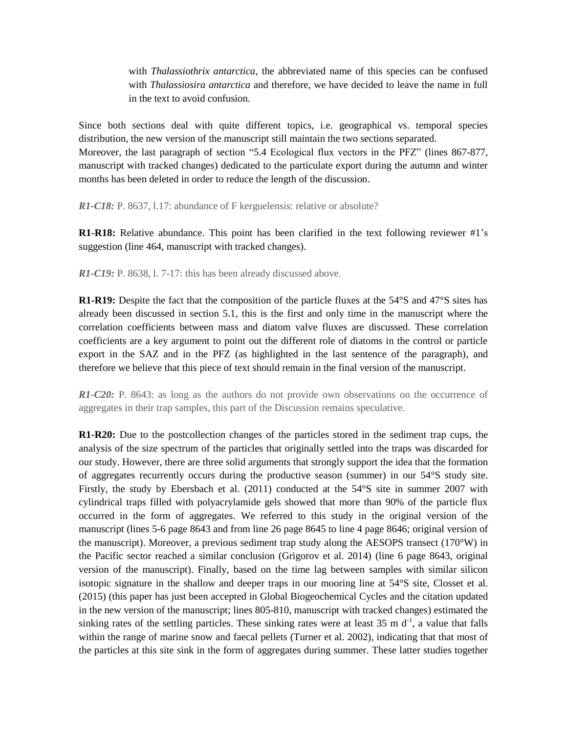with *Thalassiothrix antarctica*, the abbreviated name of this species can be confused with *Thalassiosira antarctica* and therefore, we have decided to leave the name in full in the text to avoid confusion.

Since both sections deal with quite different topics, i.e. geographical vs. temporal species distribution, the new version of the manuscript still maintain the two sections separated. Moreover, the last paragraph of section "5.4 Ecological flux vectors in the PFZ" (lines 867-877, manuscript with tracked changes) dedicated to the particulate export during the autumn and winter months has been deleted in order to reduce the length of the discussion.

***R1-C18:*** P. 8637, l.17: abundance of F kerguelensis: relative or absolute?

**R1-R18:** Relative abundance. This point has been clarified in the text following reviewer #1's suggestion (line 464, manuscript with tracked changes).

***R1-C19:*** P. 8638, l. 7-17: this has been already discussed above.

**R1-R19:** Despite the fact that the composition of the particle fluxes at the 54°S and 47°S sites has already been discussed in section 5.1, this is the first and only time in the manuscript where the correlation coefficients between mass and diatom valve fluxes are discussed. These correlation coefficients are a key argument to point out the different role of diatoms in the control or particle export in the SAZ and in the PFZ (as highlighted in the last sentence of the paragraph), and therefore we believe that this piece of text should remain in the final version of the manuscript.

***R1-C20:*** P. 8643: as long as the authors do not provide own observations on the occurrence of aggregates in their trap samples, this part of the Discussion remains speculative.

**R1-R20:** Due to the postcollection changes of the particles stored in the sediment trap cups, the analysis of the size spectrum of the particles that originally settled into the traps was discarded for our study. However, there are three solid arguments that strongly support the idea that the formation of aggregates recurrently occurs during the productive season (summer) in our 54°S study site. Firstly, the study by Ebersbach et al. (2011) conducted at the 54°S site in summer 2007 with cylindrical traps filled with polyacrylamide gels showed that more than 90% of the particle flux occurred in the form of aggregates. We referred to this study in the original version of the manuscript (lines 5-6 page 8643 and from line 26 page 8645 to line 4 page 8646; original version of the manuscript). Moreover, a previous sediment trap study along the AESOPS transect (170°W) in the Pacific sector reached a similar conclusion (Grigorov et al. 2014) (line 6 page 8643, original version of the manuscript). Finally, based on the time lag between samples with similar silicon isotopic signature in the shallow and deeper traps in our mooring line at 54°S site, Closset et al. (2015) (this paper has just been accepted in Global Biogeochemical Cycles and the citation updated in the new version of the manuscript; lines 805-810, manuscript with tracked changes) estimated the sinking rates of the settling particles. These sinking rates were at least 35 m $d^{-1}$, a value that falls within the range of marine snow and faecal pellets (Turner et al. 2002), indicating that that most of the particles at this site sink in the form of aggregates during summer. These latter studies together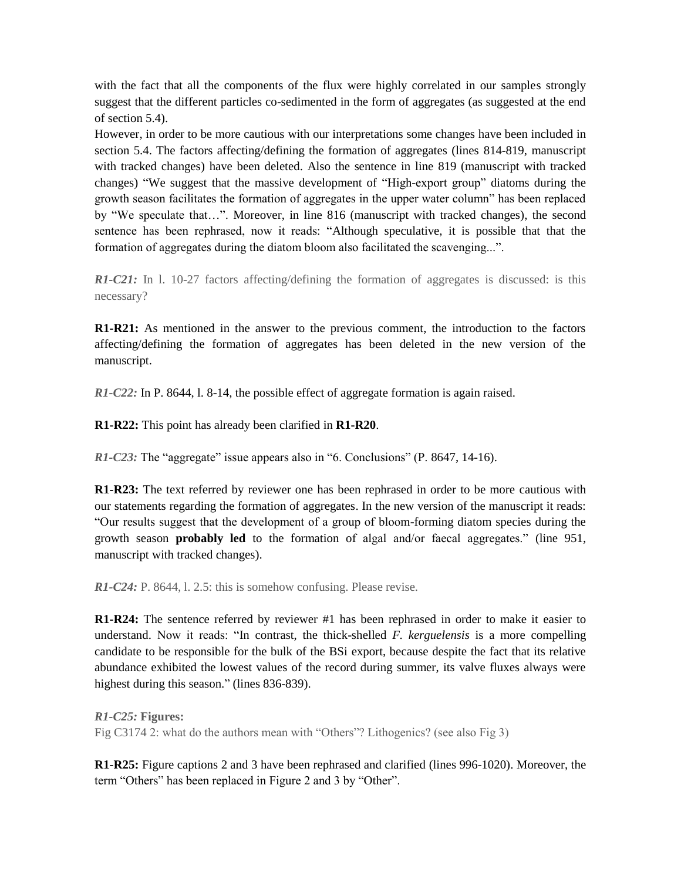with the fact that all the components of the flux were highly correlated in our samples strongly suggest that the different particles co-sedimented in the form of aggregates (as suggested at the end of section 5.4).

However, in order to be more cautious with our interpretations some changes have been included in section 5.4. The factors affecting/defining the formation of aggregates (lines 814-819, manuscript with tracked changes) have been deleted. Also the sentence in line 819 (manuscript with tracked changes) "We suggest that the massive development of "High-export group" diatoms during the growth season facilitates the formation of aggregates in the upper water column" has been replaced by "We speculate that…". Moreover, in line 816 (manuscript with tracked changes), the second sentence has been rephrased, now it reads: "Although speculative, it is possible that that the formation of aggregates during the diatom bloom also facilitated the scavenging...".

***R1-C21:*** In l. 10-27 factors affecting/defining the formation of aggregates is discussed: is this necessary?

**R1-R21:** As mentioned in the answer to the previous comment, the introduction to the factors affecting/defining the formation of aggregates has been deleted in the new version of the manuscript.

***R1-C22:*** In P. 8644, l. 8-14, the possible effect of aggregate formation is again raised.

**R1-R22:** This point has already been clarified in **R1-R20**.

***R1-C23:*** The "aggregate" issue appears also in "6. Conclusions" (P. 8647, 14-16).

**R1-R23:** The text referred by reviewer one has been rephrased in order to be more cautious with our statements regarding the formation of aggregates. In the new version of the manuscript it reads: "Our results suggest that the development of a group of bloom-forming diatom species during the growth season **probably led** to the formation of algal and/or faecal aggregates." (line 951, manuscript with tracked changes).

***R1-C24:*** P. 8644, l. 2.5: this is somehow confusing. Please revise.

**R1-R24:** The sentence referred by reviewer #1 has been rephrased in order to make it easier to understand. Now it reads: "In contrast, the thick-shelled *F. kerguelensis* is a more compelling candidate to be responsible for the bulk of the BSi export, because despite the fact that its relative abundance exhibited the lowest values of the record during summer, its valve fluxes always were highest during this season." (lines 836-839).

***R1-C25:*** **Figures:**

Fig C3174 2: what do the authors mean with "Others"? Lithogenics? (see also Fig 3)

**R1-R25:** Figure captions 2 and 3 have been rephrased and clarified (lines 996-1020). Moreover, the term "Others" has been replaced in Figure 2 and 3 by "Other".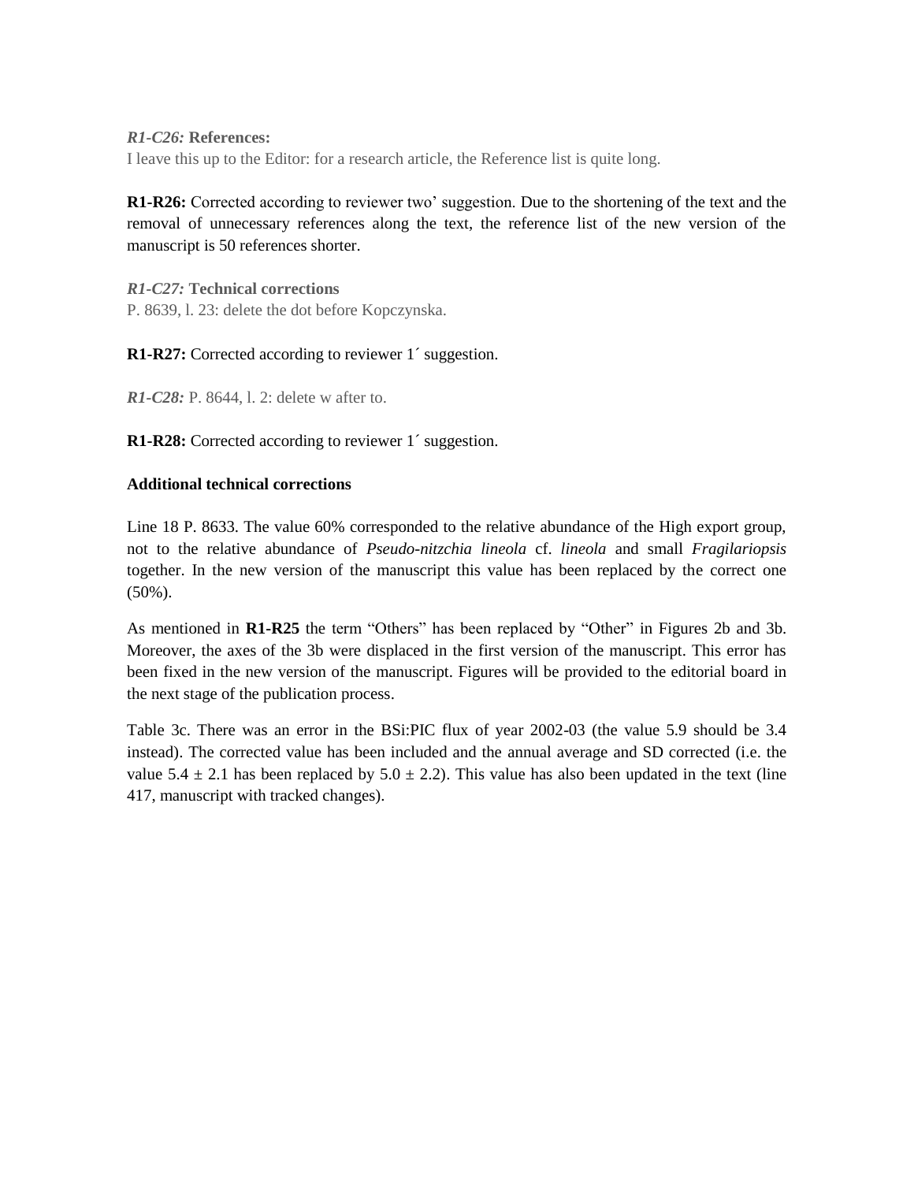***R1-C26:*** **References:**
I leave this up to the Editor: for a research article, the Reference list is quite long.

**R1-R26:** Corrected according to reviewer two' suggestion. Due to the shortening of the text and the removal of unnecessary references along the text, the reference list of the new version of the manuscript is 50 references shorter.

***R1-C27:*** **Technical corrections**
P. 8639, l. 23: delete the dot before Kopczynska.

**R1-R27:** Corrected according to reviewer 1´ suggestion.

***R1-C28:*** P. 8644, l. 2: delete w after to.

**R1-R28:** Corrected according to reviewer 1´ suggestion.

**Additional technical corrections**

Line 18 P. 8633. The value 60% corresponded to the relative abundance of the High export group, not to the relative abundance of *Pseudo-nitzchia lineola* cf. *lineola* and small *Fragilariopsis* together. In the new version of the manuscript this value has been replaced by the correct one (50%).

As mentioned in **R1-R25** the term "Others" has been replaced by "Other" in Figures 2b and 3b. Moreover, the axes of the 3b were displaced in the first version of the manuscript. This error has been fixed in the new version of the manuscript. Figures will be provided to the editorial board in the next stage of the publication process.

Table 3c. There was an error in the BSi:PIC flux of year 2002-03 (the value 5.9 should be 3.4 instead). The corrected value has been included and the annual average and SD corrected (i.e. the value $5.4 \pm 2.1$ has been replaced by $5.0 \pm 2.2$). This value has also been updated in the text (line 417, manuscript with tracked changes).